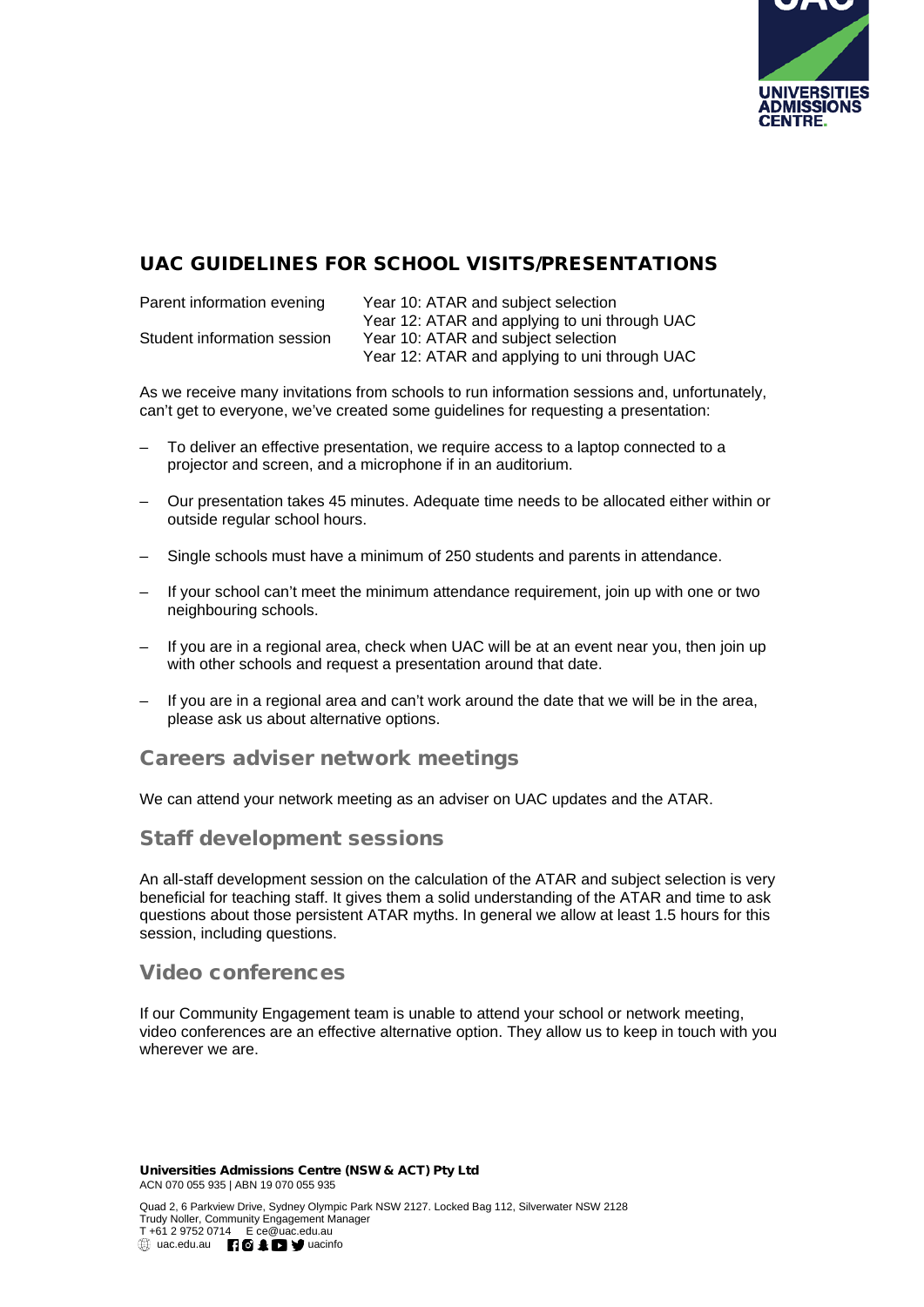# UAC GUIDELINES FOR SCHOOL VISITS/PRESENTATIONS

| | |
|---|---|
| Parent information evening | Year 10: ATAR and subject selection<br>Year 12: ATAR and applying to uni through UAC |
| Student information session | Year 10: ATAR and subject selection<br>Year 12: ATAR and applying to uni through UAC |

As we receive many invitations from schools to run information sessions and, unfortunately, can't get to everyone, we've created some guidelines for requesting a presentation:

- To deliver an effective presentation, we require access to a laptop connected to a projector and screen, and a microphone if in an auditorium.
- Our presentation takes 45 minutes. Adequate time needs to be allocated either within or outside regular school hours.
- Single schools must have a minimum of 250 students and parents in attendance.
- If your school can't meet the minimum attendance requirement, join up with one or two neighbouring schools.
- If you are in a regional area, check when UAC will be at an event near you, then join up with other schools and request a presentation around that date.
- If you are in a regional area and can't work around the date that we will be in the area, please ask us about alternative options.

## Careers adviser network meetings

We can attend your network meeting as an adviser on UAC updates and the ATAR.

## Staff development sessions

An all-staff development session on the calculation of the ATAR and subject selection is very beneficial for teaching staff. It gives them a solid understanding of the ATAR and time to ask questions about those persistent ATAR myths. In general we allow at least 1.5 hours for this session, including questions.

## Video conferences

If our Community Engagement team is unable to attend your school or network meeting, video conferences are an effective alternative option. They allow us to keep in touch with you wherever we are.

**Universities Admissions Centre (NSW & ACT) Pty Ltd**
ACN 070 055 935 | ABN 19 070 055 935

Quad 2, 6 Parkview Drive, Sydney Olympic Park NSW 2127. Locked Bag 112, Silverwater NSW 2128
Trudy Noller, Community Engagement Manager
T +61 2 9752 0714 E ce@uac.edu.au
uac.edu.au uacinfo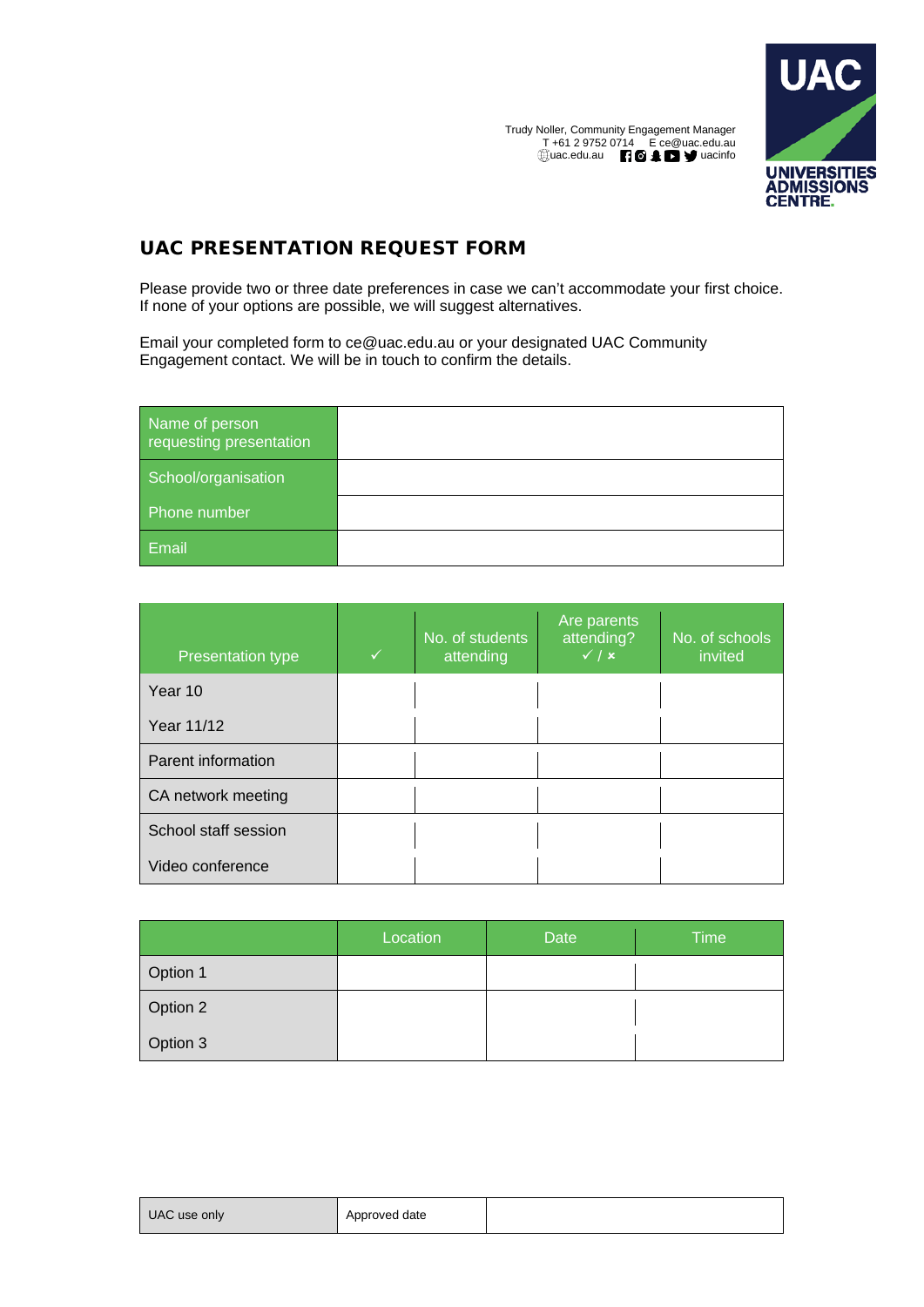Trudy Noller, Community Engagement Manager
T +61 2 9752 0714 E ce@uac.edu.au
uac.edu.au uacinfo

UAC
UNIVERSITIES ADMISSIONS CENTRE.

## UAC PRESENTATION REQUEST FORM

Please provide two or three date preferences in case we can't accommodate your first choice. If none of your options are possible, we will suggest alternatives.

Email your completed form to ce@uac.edu.au or your designated UAC Community Engagement contact. We will be in touch to confirm the details.

| | |
|---|---|
| Name of person requesting presentation | |
| School/organisation | |
| Phone number | |
| Email | |

| Presentation type | ✓ | No. of students attending | Are parents attending? ✓ / × | No. of schools invited |
|---|---|---|---|---|
| Year 10 | | | | |
| Year 11/12 | | | | |
| Parent information | | | | |
| CA network meeting | | | | |
| School staff session | | | | |
| Video conference | | | | |

| | Location | Date | Time |
|---|---|---|---|
| Option 1 | | | |
| Option 2 | | | |
| Option 3 | | | |

| | | |
|---|---|---|
| UAC use only | Approved date | |